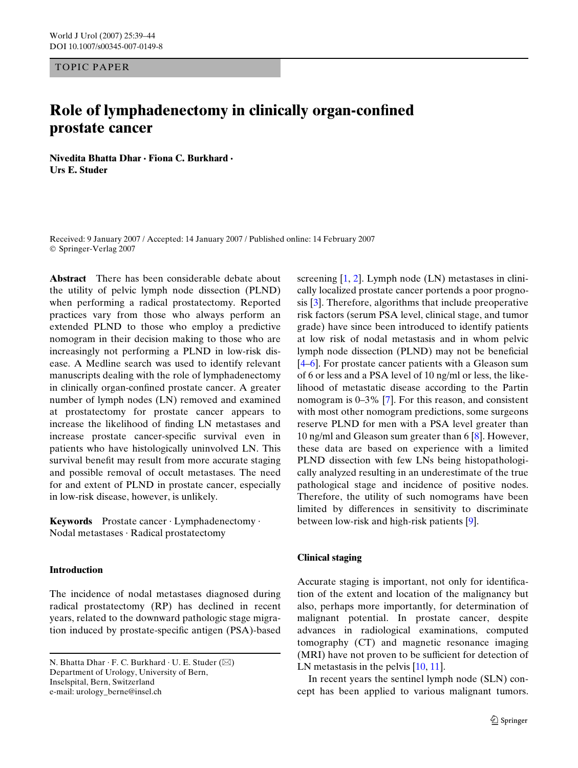TOPIC PAPER

# Role of lymphadenectomy in clinically organ-confined prostate cancer

**Nivedita Bhatta Dhar · Fiona C. Burkhard · Urs E. Studer**

Received: 9 January 2007 / Accepted: 14 January 2007 / Published online: 14 February 2007
© Springer-Verlag 2007

**Abstract** There has been considerable debate about the utility of pelvic lymph node dissection (PLND) when performing a radical prostatectomy. Reported practices vary from those who always perform an extended PLND to those who employ a predictive nomogram in their decision making to those who are increasingly not performing a PLND in low-risk disease. A Medline search was used to identify relevant manuscripts dealing with the role of lymphadenectomy in clinically organ-confined prostate cancer. A greater number of lymph nodes (LN) removed and examined at prostatectomy for prostate cancer appears to increase the likelihood of finding LN metastases and increase prostate cancer-specific survival even in patients who have histologically uninvolved LN. This survival benefit may result from more accurate staging and possible removal of occult metastases. The need for and extent of PLND in prostate cancer, especially in low-risk disease, however, is unlikely.

**Keywords** Prostate cancer · Lymphadenectomy · Nodal metastases · Radical prostatectomy

N. Bhatta Dhar · F. C. Burkhard · U. E. Studer (✉)
Department of Urology, University of Bern,
Inselspital, Bern, Switzerland
e-mail: urology_berne@insel.ch

## Introduction

The incidence of nodal metastases diagnosed during radical prostatectomy (RP) has declined in recent years, related to the downward pathologic stage migration induced by prostate-specific antigen (PSA)-based screening [1, 2]. Lymph node (LN) metastases in clinically localized prostate cancer portends a poor prognosis [3]. Therefore, algorithms that include preoperative risk factors (serum PSA level, clinical stage, and tumor grade) have since been introduced to identify patients at low risk of nodal metastasis and in whom pelvic lymph node dissection (PLND) may not be beneficial [4–6]. For prostate cancer patients with a Gleason sum of 6 or less and a PSA level of 10 ng/ml or less, the likelihood of metastatic disease according to the Partin nomogram is 0–3% [7]. For this reason, and consistent with most other nomogram predictions, some surgeons reserve PLND for men with a PSA level greater than 10 ng/ml and Gleason sum greater than 6 [8]. However, these data are based on experience with a limited PLND dissection with few LNs being histopathologically analyzed resulting in an underestimate of the true pathological stage and incidence of positive nodes. Therefore, the utility of such nomograms have been limited by differences in sensitivity to discriminate between low-risk and high-risk patients [9].

## Clinical staging

Accurate staging is important, not only for identification of the extent and location of the malignancy but also, perhaps more importantly, for determination of malignant potential. In prostate cancer, despite advances in radiological examinations, computed tomography (CT) and magnetic resonance imaging (MRI) have not proven to be sufficient for detection of LN metastasis in the pelvis [10, 11].

In recent years the sentinel lymph node (SLN) concept has been applied to various malignant tumors.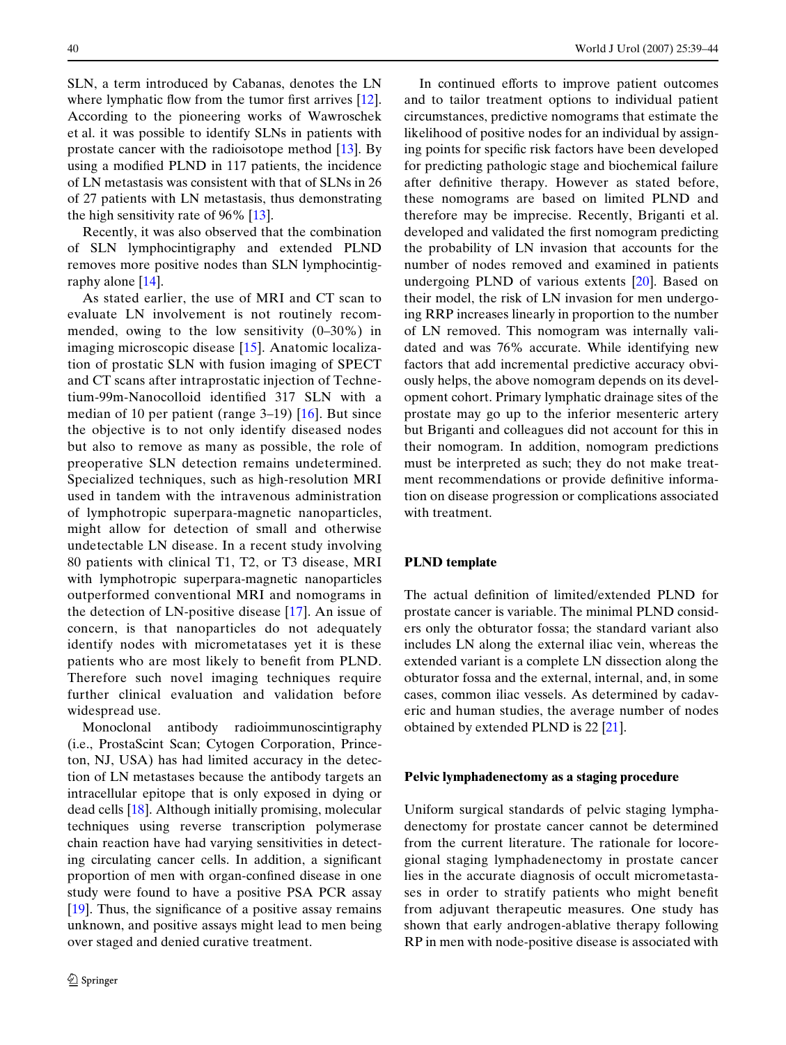SLN, a term introduced by Cabanas, denotes the LN where lymphatic flow from the tumor first arrives [12]. According to the pioneering works of Wawroschek et al. it was possible to identify SLNs in patients with prostate cancer with the radioisotope method [13]. By using a modified PLND in 117 patients, the incidence of LN metastasis was consistent with that of SLNs in 26 of 27 patients with LN metastasis, thus demonstrating the high sensitivity rate of 96% [13].

Recently, it was also observed that the combination of SLN lymphocintigraphy and extended PLND removes more positive nodes than SLN lymphocintigraphy alone [14].

As stated earlier, the use of MRI and CT scan to evaluate LN involvement is not routinely recommended, owing to the low sensitivity (0–30%) in imaging microscopic disease [15]. Anatomic localization of prostatic SLN with fusion imaging of SPECT and CT scans after intraprostatic injection of Technetium-99m-Nanocolloid identified 317 SLN with a median of 10 per patient (range 3–19) [16]. But since the objective is to not only identify diseased nodes but also to remove as many as possible, the role of preoperative SLN detection remains undetermined. Specialized techniques, such as high-resolution MRI used in tandem with the intravenous administration of lymphotropic superpara-magnetic nanoparticles, might allow for detection of small and otherwise undetectable LN disease. In a recent study involving 80 patients with clinical T1, T2, or T3 disease, MRI with lymphotropic superpara-magnetic nanoparticles outperformed conventional MRI and nomograms in the detection of LN-positive disease [17]. An issue of concern, is that nanoparticles do not adequately identify nodes with micrometatases yet it is these patients who are most likely to benefit from PLND. Therefore such novel imaging techniques require further clinical evaluation and validation before widespread use.

Monoclonal antibody radioimmunoscintigraphy (i.e., ProstaScint Scan; Cytogen Corporation, Princeton, NJ, USA) has had limited accuracy in the detection of LN metastases because the antibody targets an intracellular epitope that is only exposed in dying or dead cells [18]. Although initially promising, molecular techniques using reverse transcription polymerase chain reaction have had varying sensitivities in detecting circulating cancer cells. In addition, a significant proportion of men with organ-confined disease in one study were found to have a positive PSA PCR assay [19]. Thus, the significance of a positive assay remains unknown, and positive assays might lead to men being over staged and denied curative treatment.

In continued efforts to improve patient outcomes and to tailor treatment options to individual patient circumstances, predictive nomograms that estimate the likelihood of positive nodes for an individual by assigning points for specific risk factors have been developed for predicting pathologic stage and biochemical failure after definitive therapy. However as stated before, these nomograms are based on limited PLND and therefore may be imprecise. Recently, Briganti et al. developed and validated the first nomogram predicting the probability of LN invasion that accounts for the number of nodes removed and examined in patients undergoing PLND of various extents [20]. Based on their model, the risk of LN invasion for men undergoing RRP increases linearly in proportion to the number of LN removed. This nomogram was internally validated and was 76% accurate. While identifying new factors that add incremental predictive accuracy obviously helps, the above nomogram depends on its development cohort. Primary lymphatic drainage sites of the prostate may go up to the inferior mesenteric artery but Briganti and colleagues did not account for this in their nomogram. In addition, nomogram predictions must be interpreted as such; they do not make treatment recommendations or provide definitive information on disease progression or complications associated with treatment.

## PLND template

The actual definition of limited/extended PLND for prostate cancer is variable. The minimal PLND considers only the obturator fossa; the standard variant also includes LN along the external iliac vein, whereas the extended variant is a complete LN dissection along the obturator fossa and the external, internal, and, in some cases, common iliac vessels. As determined by cadaveric and human studies, the average number of nodes obtained by extended PLND is 22 [21].

## Pelvic lymphadenectomy as a staging procedure

Uniform surgical standards of pelvic staging lymphadenectomy for prostate cancer cannot be determined from the current literature. The rationale for locoregional staging lymphadenectomy in prostate cancer lies in the accurate diagnosis of occult micrometastases in order to stratify patients who might benefit from adjuvant therapeutic measures. One study has shown that early androgen-ablative therapy following RP in men with node-positive disease is associated with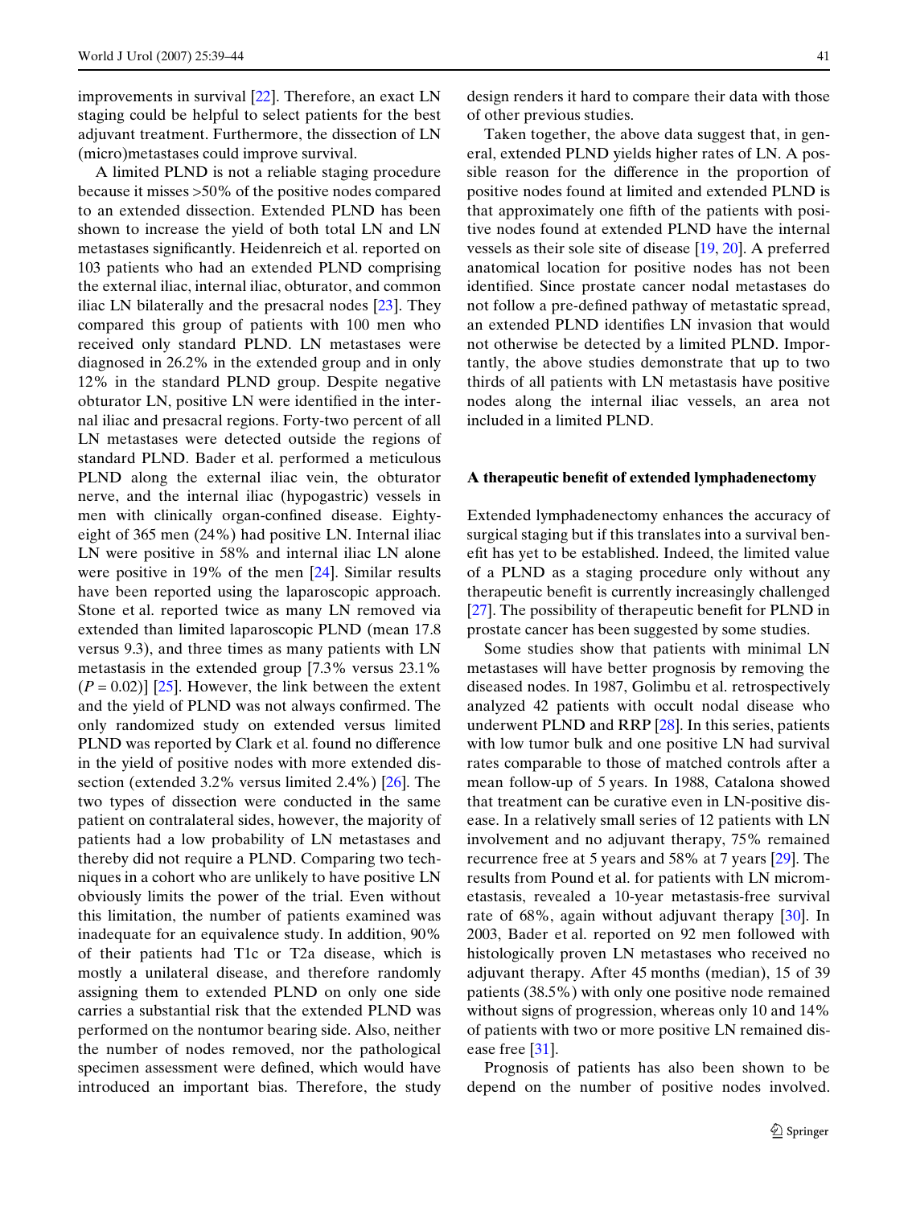improvements in survival [22]. Therefore, an exact LN staging could be helpful to select patients for the best adjuvant treatment. Furthermore, the dissection of LN (micro)metastases could improve survival.

A limited PLND is not a reliable staging procedure because it misses >50% of the positive nodes compared to an extended dissection. Extended PLND has been shown to increase the yield of both total LN and LN metastases significantly. Heidenreich et al. reported on 103 patients who had an extended PLND comprising the external iliac, internal iliac, obturator, and common iliac LN bilaterally and the presacral nodes [23]. They compared this group of patients with 100 men who received only standard PLND. LN metastases were diagnosed in 26.2% in the extended group and in only 12% in the standard PLND group. Despite negative obturator LN, positive LN were identified in the internal iliac and presacral regions. Forty-two percent of all LN metastases were detected outside the regions of standard PLND. Bader et al. performed a meticulous PLND along the external iliac vein, the obturator nerve, and the internal iliac (hypogastric) vessels in men with clinically organ-confined disease. Eighty-eight of 365 men (24%) had positive LN. Internal iliac LN were positive in 58% and internal iliac LN alone were positive in 19% of the men [24]. Similar results have been reported using the laparoscopic approach. Stone et al. reported twice as many LN removed via extended than limited laparoscopic PLND (mean 17.8 versus 9.3), and three times as many patients with LN metastasis in the extended group [7.3% versus 23.1% ($P = 0.02$)] [25]. However, the link between the extent and the yield of PLND was not always confirmed. The only randomized study on extended versus limited PLND was reported by Clark et al. found no difference in the yield of positive nodes with more extended dissection (extended 3.2% versus limited 2.4%) [26]. The two types of dissection were conducted in the same patient on contralateral sides, however, the majority of patients had a low probability of LN metastases and thereby did not require a PLND. Comparing two techniques in a cohort who are unlikely to have positive LN obviously limits the power of the trial. Even without this limitation, the number of patients examined was inadequate for an equivalence study. In addition, 90% of their patients had T1c or T2a disease, which is mostly a unilateral disease, and therefore randomly assigning them to extended PLND on only one side carries a substantial risk that the extended PLND was performed on the nontumor bearing side. Also, neither the number of nodes removed, nor the pathological specimen assessment were defined, which would have introduced an important bias. Therefore, the study design renders it hard to compare their data with those of other previous studies.

Taken together, the above data suggest that, in general, extended PLND yields higher rates of LN. A possible reason for the difference in the proportion of positive nodes found at limited and extended PLND is that approximately one fifth of the patients with positive nodes found at extended PLND have the internal vessels as their sole site of disease [19, 20]. A preferred anatomical location for positive nodes has not been identified. Since prostate cancer nodal metastases do not follow a pre-defined pathway of metastatic spread, an extended PLND identifies LN invasion that would not otherwise be detected by a limited PLND. Importantly, the above studies demonstrate that up to two thirds of all patients with LN metastasis have positive nodes along the internal iliac vessels, an area not included in a limited PLND.

## A therapeutic benefit of extended lymphadenectomy

Extended lymphadenectomy enhances the accuracy of surgical staging but if this translates into a survival benefit has yet to be established. Indeed, the limited value of a PLND as a staging procedure only without any therapeutic benefit is currently increasingly challenged [27]. The possibility of therapeutic benefit for PLND in prostate cancer has been suggested by some studies.

Some studies show that patients with minimal LN metastases will have better prognosis by removing the diseased nodes. In 1987, Golimbu et al. retrospectively analyzed 42 patients with occult nodal disease who underwent PLND and RRP [28]. In this series, patients with low tumor bulk and one positive LN had survival rates comparable to those of matched controls after a mean follow-up of 5 years. In 1988, Catalona showed that treatment can be curative even in LN-positive disease. In a relatively small series of 12 patients with LN involvement and no adjuvant therapy, 75% remained recurrence free at 5 years and 58% at 7 years [29]. The results from Pound et al. for patients with LN micrometastasis, revealed a 10-year metastasis-free survival rate of 68%, again without adjuvant therapy [30]. In 2003, Bader et al. reported on 92 men followed with histologically proven LN metastases who received no adjuvant therapy. After 45 months (median), 15 of 39 patients (38.5%) with only one positive node remained without signs of progression, whereas only 10 and 14% of patients with two or more positive LN remained disease free [31].

Prognosis of patients has also been shown to be depend on the number of positive nodes involved.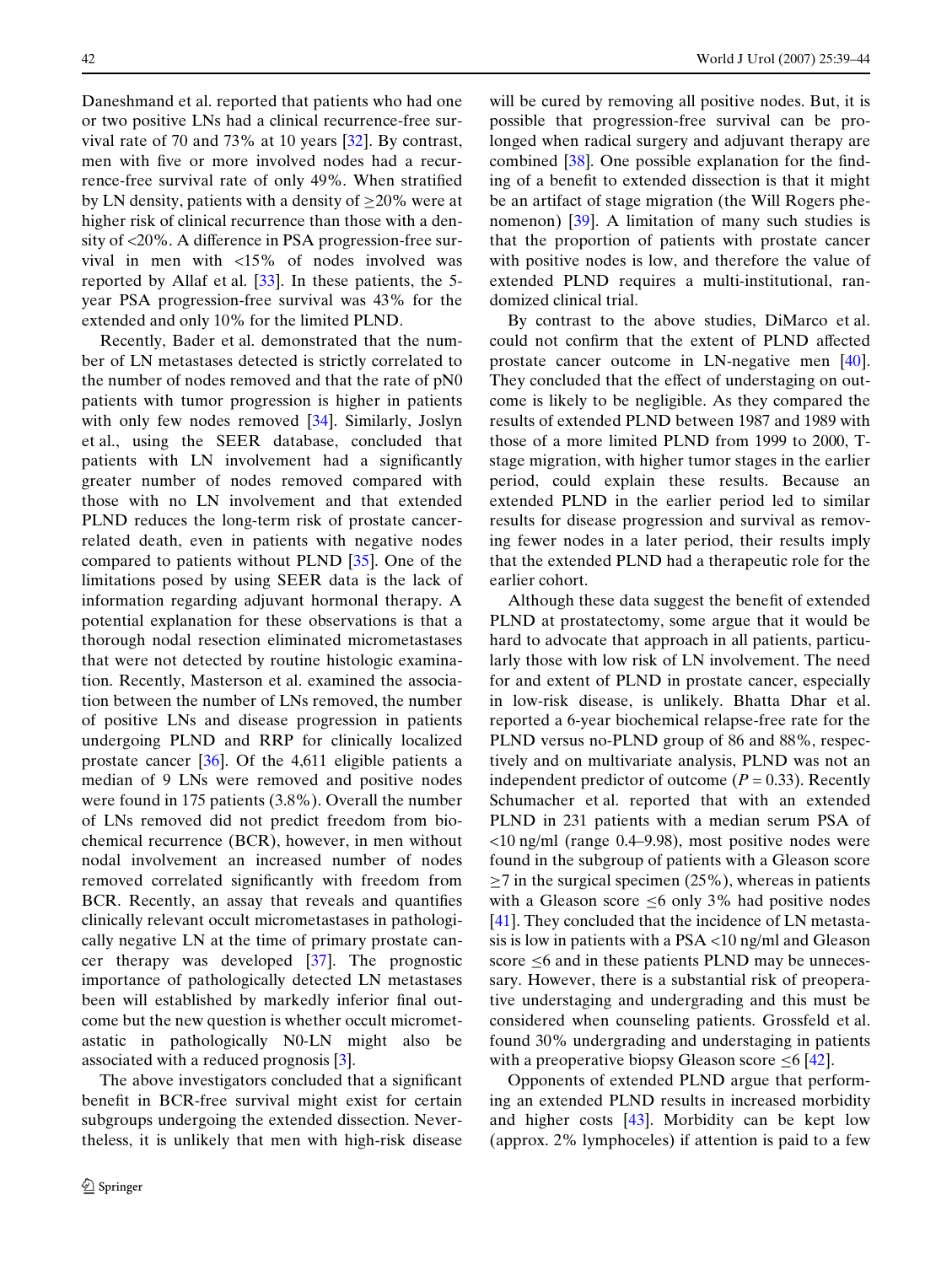Daneshmand et al. reported that patients who had one or two positive LNs had a clinical recurrence-free survival rate of 70 and 73% at 10 years [32]. By contrast, men with five or more involved nodes had a recurrence-free survival rate of only 49%. When stratified by LN density, patients with a density of ≥20% were at higher risk of clinical recurrence than those with a density of <20%. A difference in PSA progression-free survival in men with <15% of nodes involved was reported by Allaf et al. [33]. In these patients, the 5-year PSA progression-free survival was 43% for the extended and only 10% for the limited PLND.

Recently, Bader et al. demonstrated that the number of LN metastases detected is strictly correlated to the number of nodes removed and that the rate of pN0 patients with tumor progression is higher in patients with only few nodes removed [34]. Similarly, Joslyn et al., using the SEER database, concluded that patients with LN involvement had a significantly greater number of nodes removed compared with those with no LN involvement and that extended PLND reduces the long-term risk of prostate cancer-related death, even in patients with negative nodes compared to patients without PLND [35]. One of the limitations posed by using SEER data is the lack of information regarding adjuvant hormonal therapy. A potential explanation for these observations is that a thorough nodal resection eliminated micrometastases that were not detected by routine histologic examination. Recently, Masterson et al. examined the association between the number of LNs removed, the number of positive LNs and disease progression in patients undergoing PLND and RRP for clinically localized prostate cancer [36]. Of the 4,611 eligible patients a median of 9 LNs were removed and positive nodes were found in 175 patients (3.8%). Overall the number of LNs removed did not predict freedom from biochemical recurrence (BCR), however, in men without nodal involvement an increased number of nodes removed correlated significantly with freedom from BCR. Recently, an assay that reveals and quantifies clinically relevant occult micrometastases in pathologically negative LN at the time of primary prostate cancer therapy was developed [37]. The prognostic importance of pathologically detected LN metastases been will established by markedly inferior final outcome but the new question is whether occult micrometastatic in pathologically N0-LN might also be associated with a reduced prognosis [3].

The above investigators concluded that a significant benefit in BCR-free survival might exist for certain subgroups undergoing the extended dissection. Nevertheless, it is unlikely that men with high-risk disease will be cured by removing all positive nodes. But, it is possible that progression-free survival can be prolonged when radical surgery and adjuvant therapy are combined [38]. One possible explanation for the finding of a benefit to extended dissection is that it might be an artifact of stage migration (the Will Rogers phenomenon) [39]. A limitation of many such studies is that the proportion of patients with prostate cancer with positive nodes is low, and therefore the value of extended PLND requires a multi-institutional, randomized clinical trial.

By contrast to the above studies, DiMarco et al. could not confirm that the extent of PLND affected prostate cancer outcome in LN-negative men [40]. They concluded that the effect of understaging on outcome is likely to be negligible. As they compared the results of extended PLND between 1987 and 1989 with those of a more limited PLND from 1999 to 2000, T-stage migration, with higher tumor stages in the earlier period, could explain these results. Because an extended PLND in the earlier period led to similar results for disease progression and survival as removing fewer nodes in a later period, their results imply that the extended PLND had a therapeutic role for the earlier cohort.

Although these data suggest the benefit of extended PLND at prostatectomy, some argue that it would be hard to advocate that approach in all patients, particularly those with low risk of LN involvement. The need for and extent of PLND in prostate cancer, especially in low-risk disease, is unlikely. Bhatta Dhar et al. reported a 6-year biochemical relapse-free rate for the PLND versus no-PLND group of 86 and 88%, respectively and on multivariate analysis, PLND was not an independent predictor of outcome ($P = 0.33$). Recently Schumacher et al. reported that with an extended PLND in 231 patients with a median serum PSA of <10 ng/ml (range 0.4–9.98), most positive nodes were found in the subgroup of patients with a Gleason score ≥7 in the surgical specimen (25%), whereas in patients with a Gleason score ≤6 only 3% had positive nodes [41]. They concluded that the incidence of LN metastasis is low in patients with a PSA <10 ng/ml and Gleason score ≤6 and in these patients PLND may be unnecessary. However, there is a substantial risk of preoperative understaging and undergrading and this must be considered when counseling patients. Grossfeld et al. found 30% undergrading and understaging in patients with a preoperative biopsy Gleason score ≤6 [42].

Opponents of extended PLND argue that performing an extended PLND results in increased morbidity and higher costs [43]. Morbidity can be kept low (approx. 2% lymphoceles) if attention is paid to a few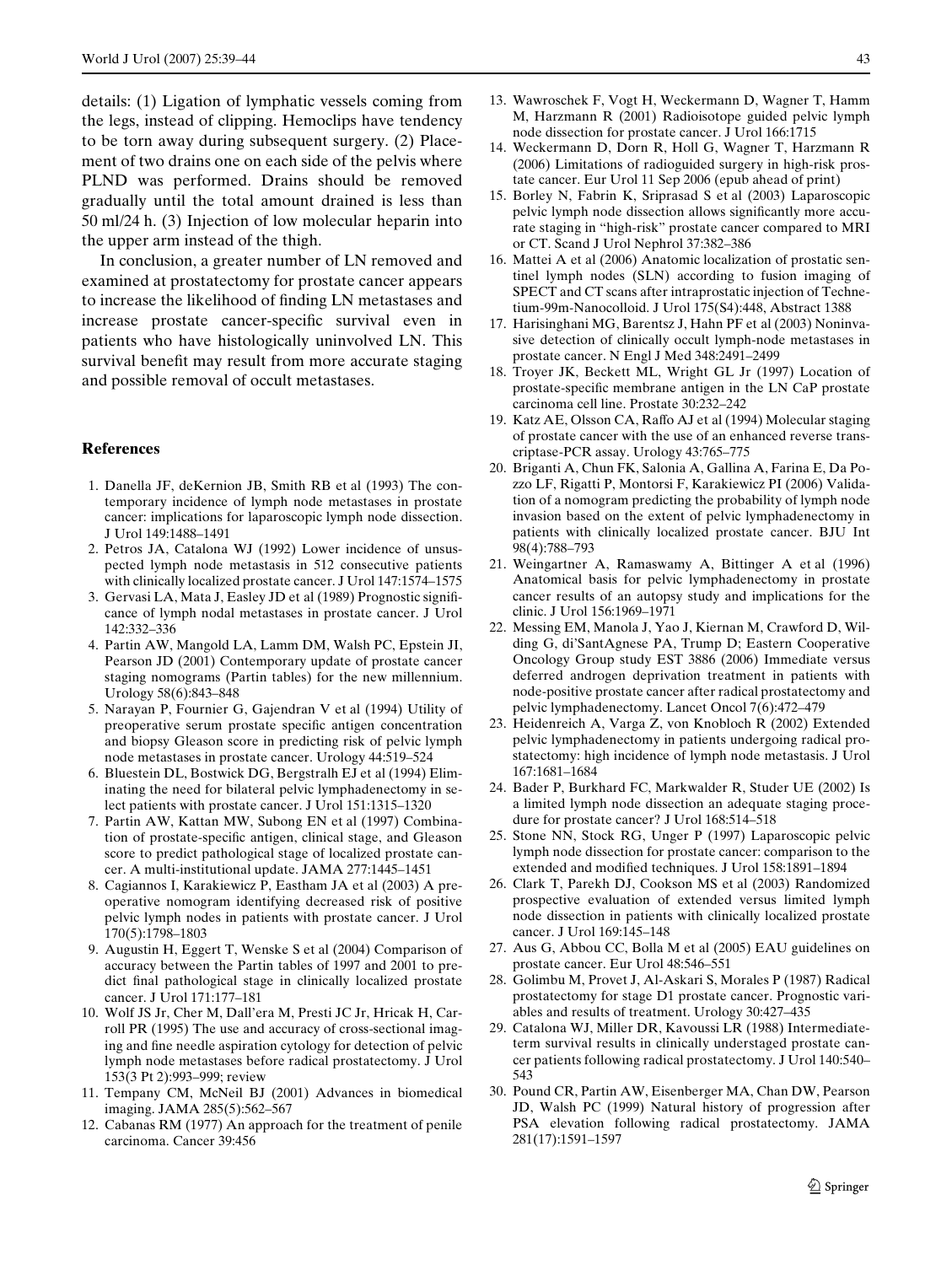details: (1) Ligation of lymphatic vessels coming from the legs, instead of clipping. Hemoclips have tendency to be torn away during subsequent surgery. (2) Placement of two drains one on each side of the pelvis where PLND was performed. Drains should be removed gradually until the total amount drained is less than 50 ml/24 h. (3) Injection of low molecular heparin into the upper arm instead of the thigh.

In conclusion, a greater number of LN removed and examined at prostatectomy for prostate cancer appears to increase the likelihood of finding LN metastases and increase prostate cancer-specific survival even in patients who have histologically uninvolved LN. This survival benefit may result from more accurate staging and possible removal of occult metastases.

## References

1. Danella JF, deKernion JB, Smith RB et al (1993) The contemporary incidence of lymph node metastases in prostate cancer: implications for laparoscopic lymph node dissection. J Urol 149:1488–1491
2. Petros JA, Catalona WJ (1992) Lower incidence of unsuspected lymph node metastasis in 512 consecutive patients with clinically localized prostate cancer. J Urol 147:1574–1575
3. Gervasi LA, Mata J, Easley JD et al (1989) Prognostic significance of lymph nodal metastases in prostate cancer. J Urol 142:332–336
4. Partin AW, Mangold LA, Lamm DM, Walsh PC, Epstein JI, Pearson JD (2001) Contemporary update of prostate cancer staging nomograms (Partin tables) for the new millennium. Urology 58(6):843–848
5. Narayan P, Fournier G, Gajendran V et al (1994) Utility of preoperative serum prostate specific antigen concentration and biopsy Gleason score in predicting risk of pelvic lymph node metastases in prostate cancer. Urology 44:519–524
6. Bluestein DL, Bostwick DG, Bergstralh EJ et al (1994) Eliminating the need for bilateral pelvic lymphadenectomy in select patients with prostate cancer. J Urol 151:1315–1320
7. Partin AW, Kattan MW, Subong EN et al (1997) Combination of prostate-specific antigen, clinical stage, and Gleason score to predict pathological stage of localized prostate cancer. A multi-institutional update. JAMA 277:1445–1451
8. Cagiannos I, Karakiewicz P, Eastham JA et al (2003) A preoperative nomogram identifying decreased risk of positive pelvic lymph nodes in patients with prostate cancer. J Urol 170(5):1798–1803
9. Augustin H, Eggert T, Wenske S et al (2004) Comparison of accuracy between the Partin tables of 1997 and 2001 to predict final pathological stage in clinically localized prostate cancer. J Urol 171:177–181
10. Wolf JS Jr, Cher M, Dall'era M, Presti JC Jr, Hricak H, Carroll PR (1995) The use and accuracy of cross-sectional imaging and fine needle aspiration cytology for detection of pelvic lymph node metastases before radical prostatectomy. J Urol 153(3 Pt 2):993–999; review
11. Tempany CM, McNeil BJ (2001) Advances in biomedical imaging. JAMA 285(5):562–567
12. Cabanas RM (1977) An approach for the treatment of penile carcinoma. Cancer 39:456
13. Wawroschek F, Vogt H, Weckermann D, Wagner T, Hamm M, Harzmann R (2001) Radioisotope guided pelvic lymph node dissection for prostate cancer. J Urol 166:1715
14. Weckermann D, Dorn R, Holl G, Wagner T, Harzmann R (2006) Limitations of radioguided surgery in high-risk prostate cancer. Eur Urol 11 Sep 2006 (epub ahead of print)
15. Borley N, Fabrin K, Sriprasad S et al (2003) Laparoscopic pelvic lymph node dissection allows significantly more accurate staging in "high-risk" prostate cancer compared to MRI or CT. Scand J Urol Nephrol 37:382–386
16. Mattei A et al (2006) Anatomic localization of prostatic sentinel lymph nodes (SLN) according to fusion imaging of SPECT and CT scans after intraprostatic injection of Technetium-99m-Nanocolloid. J Urol 175(S4):448, Abstract 1388
17. Harisinghani MG, Barentsz J, Hahn PF et al (2003) Noninvasive detection of clinically occult lymph-node metastases in prostate cancer. N Engl J Med 348:2491–2499
18. Troyer JK, Beckett ML, Wright GL Jr (1997) Location of prostate-specific membrane antigen in the LN CaP prostate carcinoma cell line. Prostate 30:232–242
19. Katz AE, Olsson CA, Raffo AJ et al (1994) Molecular staging of prostate cancer with the use of an enhanced reverse transcriptase-PCR assay. Urology 43:765–775
20. Briganti A, Chun FK, Salonia A, Gallina A, Farina E, Da Pozzo LF, Rigatti P, Montorsi F, Karakiewicz PI (2006) Validation of a nomogram predicting the probability of lymph node invasion based on the extent of pelvic lymphadenectomy in patients with clinically localized prostate cancer. BJU Int 98(4):788–793
21. Weingartner A, Ramaswamy A, Bittinger A et al (1996) Anatomical basis for pelvic lymphadenectomy in prostate cancer results of an autopsy study and implications for the clinic. J Urol 156:1969–1971
22. Messing EM, Manola J, Yao J, Kiernan M, Crawford D, Wilding G, di'SantAgnese PA, Trump D; Eastern Cooperative Oncology Group study EST 3886 (2006) Immediate versus deferred androgen deprivation treatment in patients with node-positive prostate cancer after radical prostatectomy and pelvic lymphadenectomy. Lancet Oncol 7(6):472–479
23. Heidenreich A, Varga Z, von Knobloch R (2002) Extended pelvic lymphadenectomy in patients undergoing radical prostatectomy: high incidence of lymph node metastasis. J Urol 167:1681–1684
24. Bader P, Burkhard FC, Markwalder R, Studer UE (2002) Is a limited lymph node dissection an adequate staging procedure for prostate cancer? J Urol 168:514–518
25. Stone NN, Stock RG, Unger P (1997) Laparoscopic pelvic lymph node dissection for prostate cancer: comparison to the extended and modified techniques. J Urol 158:1891–1894
26. Clark T, Parekh DJ, Cookson MS et al (2003) Randomized prospective evaluation of extended versus limited lymph node dissection in patients with clinically localized prostate cancer. J Urol 169:145–148
27. Aus G, Abbou CC, Bolla M et al (2005) EAU guidelines on prostate cancer. Eur Urol 48:546–551
28. Golimbu M, Provet J, Al-Askari S, Morales P (1987) Radical prostatectomy for stage D1 prostate cancer. Prognostic variables and results of treatment. Urology 30:427–435
29. Catalona WJ, Miller DR, Kavoussi LR (1988) Intermediate-term survival results in clinically understaged prostate cancer patients following radical prostatectomy. J Urol 140:540–543
30. Pound CR, Partin AW, Eisenberger MA, Chan DW, Pearson JD, Walsh PC (1999) Natural history of progression after PSA elevation following radical prostatectomy. JAMA 281(17):1591–1597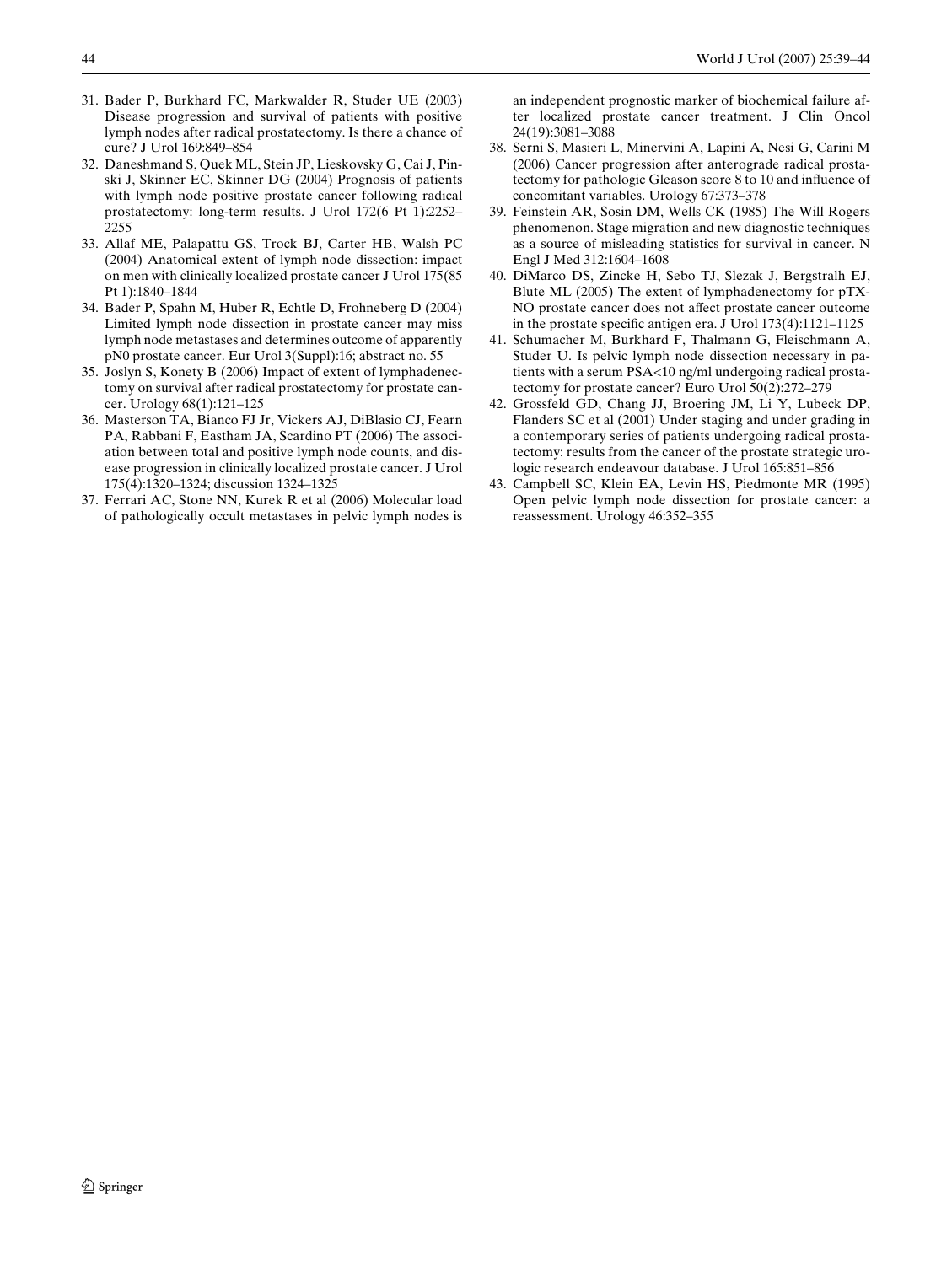31. Bader P, Burkhard FC, Markwalder R, Studer UE (2003) Disease progression and survival of patients with positive lymph nodes after radical prostatectomy. Is there a chance of cure? J Urol 169:849–854
32. Daneshmand S, Quek ML, Stein JP, Lieskovsky G, Cai J, Pinski J, Skinner EC, Skinner DG (2004) Prognosis of patients with lymph node positive prostate cancer following radical prostatectomy: long-term results. J Urol 172(6 Pt 1):2252–2255
33. Allaf ME, Palapattu GS, Trock BJ, Carter HB, Walsh PC (2004) Anatomical extent of lymph node dissection: impact on men with clinically localized prostate cancer J Urol 175(85 Pt 1):1840–1844
34. Bader P, Spahn M, Huber R, Echtle D, Frohneberg D (2004) Limited lymph node dissection in prostate cancer may miss lymph node metastases and determines outcome of apparently pN0 prostate cancer. Eur Urol 3(Suppl):16; abstract no. 55
35. Joslyn S, Konety B (2006) Impact of extent of lymphadenectomy on survival after radical prostatectomy for prostate cancer. Urology 68(1):121–125
36. Masterson TA, Bianco FJ Jr, Vickers AJ, DiBlasio CJ, Fearn PA, Rabbani F, Eastham JA, Scardino PT (2006) The association between total and positive lymph node counts, and disease progression in clinically localized prostate cancer. J Urol 175(4):1320–1324; discussion 1324–1325
37. Ferrari AC, Stone NN, Kurek R et al (2006) Molecular load of pathologically occult metastases in pelvic lymph nodes is an independent prognostic marker of biochemical failure after localized prostate cancer treatment. J Clin Oncol 24(19):3081–3088
38. Serni S, Masieri L, Minervini A, Lapini A, Nesi G, Carini M (2006) Cancer progression after anterograde radical prostatectomy for pathologic Gleason score 8 to 10 and influence of concomitant variables. Urology 67:373–378
39. Feinstein AR, Sosin DM, Wells CK (1985) The Will Rogers phenomenon. Stage migration and new diagnostic techniques as a source of misleading statistics for survival in cancer. N Engl J Med 312:1604–1608
40. DiMarco DS, Zincke H, Sebo TJ, Slezak J, Bergstralh EJ, Blute ML (2005) The extent of lymphadenectomy for pTXNO prostate cancer does not affect prostate cancer outcome in the prostate specific antigen era. J Urol 173(4):1121–1125
41. Schumacher M, Burkhard F, Thalmann G, Fleischmann A, Studer U. Is pelvic lymph node dissection necessary in patients with a serum PSA<10 ng/ml undergoing radical prostatectomy for prostate cancer? Euro Urol 50(2):272–279
42. Grossfeld GD, Chang JJ, Broering JM, Li Y, Lubeck DP, Flanders SC et al (2001) Under staging and under grading in a contemporary series of patients undergoing radical prostatectomy: results from the cancer of the prostate strategic urologic research endeavour database. J Urol 165:851–856
43. Campbell SC, Klein EA, Levin HS, Piedmonte MR (1995) Open pelvic lymph node dissection for prostate cancer: a reassessment. Urology 46:352–355